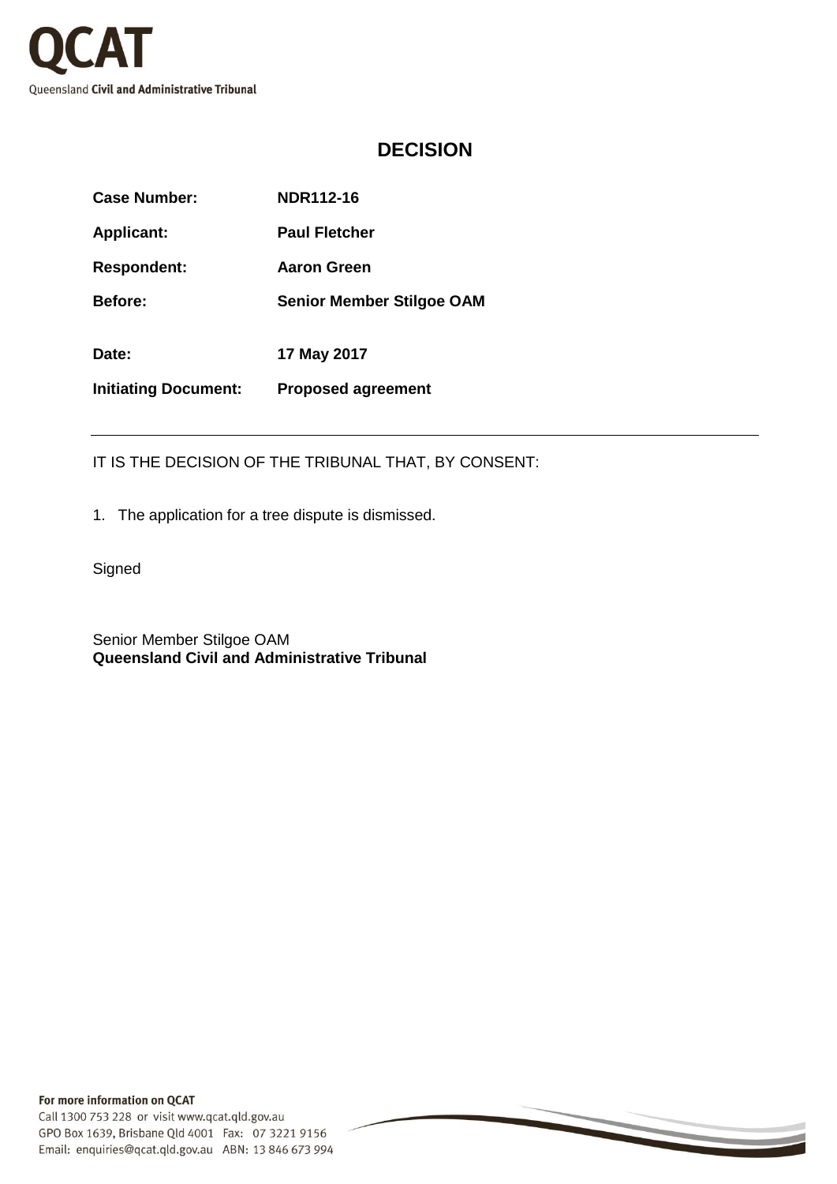QCAT

Queensland **Civil and Administrative Tribunal**

# DECISION

| | |
|---|---|
| **Case Number:** | **NDR112-16** |
| **Applicant:** | **Paul Fletcher** |
| **Respondent:** | **Aaron Green** |
| **Before:** | **Senior Member Stilgoe OAM** |
| **Date:** | **17 May 2017** |
| **Initiating Document:** | **Proposed agreement** |

---

IT IS THE DECISION OF THE TRIBUNAL THAT, BY CONSENT:

1. The application for a tree dispute is dismissed.

Signed

Senior Member Stilgoe OAM
**Queensland Civil and Administrative Tribunal**

**For more information on QCAT**
Call 1300 753 228 or visit www.qcat.qld.gov.au
GPO Box 1639, Brisbane Qld 4001 Fax: 07 3221 9156
Email: enquiries@qcat.qld.gov.au ABN: 13 846 673 994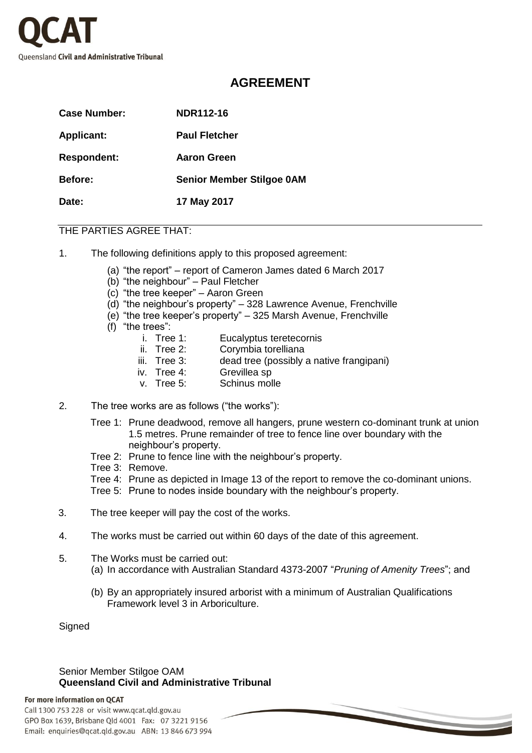QCAT

Queensland **Civil and Administrative Tribunal**

# AGREEMENT

| | |
|---|---|
| **Case Number:** | **NDR112-16** |
| **Applicant:** | **Paul Fletcher** |
| **Respondent:** | **Aaron Green** |
| **Before:** | **Senior Member Stilgoe 0AM** |
| **Date:** | **17 May 2017** |

THE PARTIES AGREE THAT:

1. The following definitions apply to this proposed agreement:
   (a) "the report" – report of Cameron James dated 6 March 2017
   (b) "the neighbour" – Paul Fletcher
   (c) "the tree keeper" – Aaron Green
   (d) "the neighbour's property" – 328 Lawrence Avenue, Frenchville
   (e) "the tree keeper's property" – 325 Marsh Avenue, Frenchville
   (f) "the trees":
      i. Tree 1: Eucalyptus teretecornis
      ii. Tree 2: Corymbia torelliana
      iii. Tree 3: dead tree (possibly a native frangipani)
      iv. Tree 4: Grevillea sp
      v. Tree 5: Schinus molle

2. The tree works are as follows ("the works"):

   Tree 1: Prune deadwood, remove all hangers, prune western co-dominant trunk at union 1.5 metres. Prune remainder of tree to fence line over boundary with the neighbour's property.
   Tree 2: Prune to fence line with the neighbour's property.
   Tree 3: Remove.
   Tree 4: Prune as depicted in Image 13 of the report to remove the co-dominant unions.
   Tree 5: Prune to nodes inside boundary with the neighbour's property.

3. The tree keeper will pay the cost of the works.

4. The works must be carried out within 60 days of the date of this agreement.

5. The Works must be carried out:
   (a) In accordance with Australian Standard 4373-2007 "*Pruning of Amenity Trees*"; and

   (b) By an appropriately insured arborist with a minimum of Australian Qualifications Framework level 3 in Arboriculture.

Signed

Senior Member Stilgoe OAM
**Queensland Civil and Administrative Tribunal**

**For more information on QCAT**
Call 1300 753 228 or visit www.qcat.qld.gov.au
GPO Box 1639, Brisbane Qld 4001 Fax: 07 3221 9156
Email: enquiries@qcat.qld.gov.au ABN: 13 846 673 994